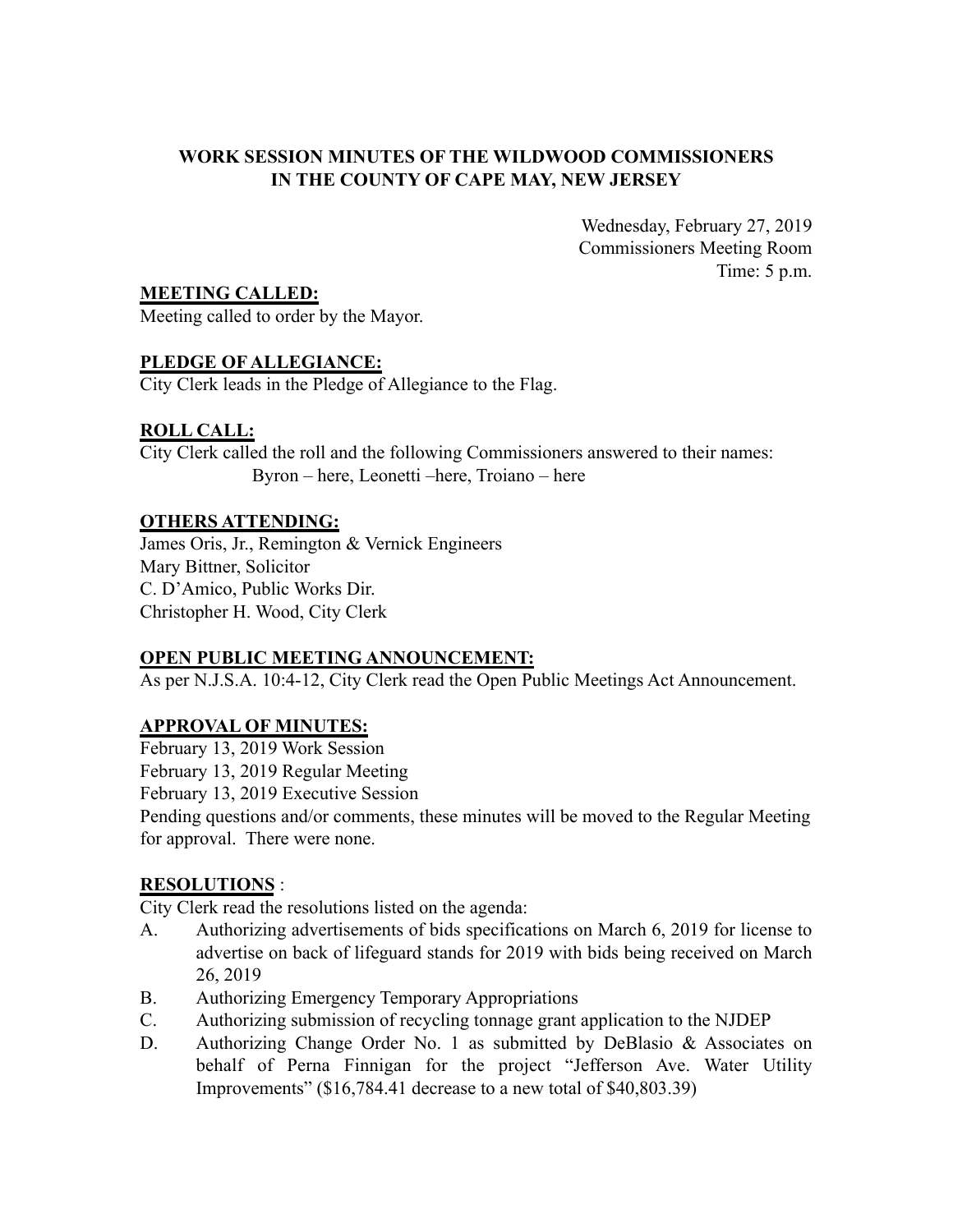# WORK SESSION MINUTES OF THE WILDWOOD COMMISSIONERS IN THE COUNTY OF CAPE MAY, NEW JERSEY

Wednesday, February 27, 2019
Commissioners Meeting Room
Time: 5 p.m.

**MEETING CALLED:**
Meeting called to order by the Mayor.

**PLEDGE OF ALLEGIANCE:**
City Clerk leads in the Pledge of Allegiance to the Flag.

**ROLL CALL:**
City Clerk called the roll and the following Commissioners answered to their names:
Byron – here, Leonetti –here, Troiano – here

**OTHERS ATTENDING:**
James Oris, Jr., Remington & Vernick Engineers
Mary Bittner, Solicitor
C. D'Amico, Public Works Dir.
Christopher H. Wood, City Clerk

**OPEN PUBLIC MEETING ANNOUNCEMENT:**
As per N.J.S.A. 10:4-12, City Clerk read the Open Public Meetings Act Announcement.

**APPROVAL OF MINUTES:**
February 13, 2019 Work Session
February 13, 2019 Regular Meeting
February 13, 2019 Executive Session
Pending questions and/or comments, these minutes will be moved to the Regular Meeting for approval. There were none.

**RESOLUTIONS** :
City Clerk read the resolutions listed on the agenda:

A. Authorizing advertisements of bids specifications on March 6, 2019 for license to advertise on back of lifeguard stands for 2019 with bids being received on March 26, 2019
B. Authorizing Emergency Temporary Appropriations
C. Authorizing submission of recycling tonnage grant application to the NJDEP
D. Authorizing Change Order No. 1 as submitted by DeBlasio & Associates on behalf of Perna Finnigan for the project "Jefferson Ave. Water Utility Improvements" ($16,784.41 decrease to a new total of $40,803.39)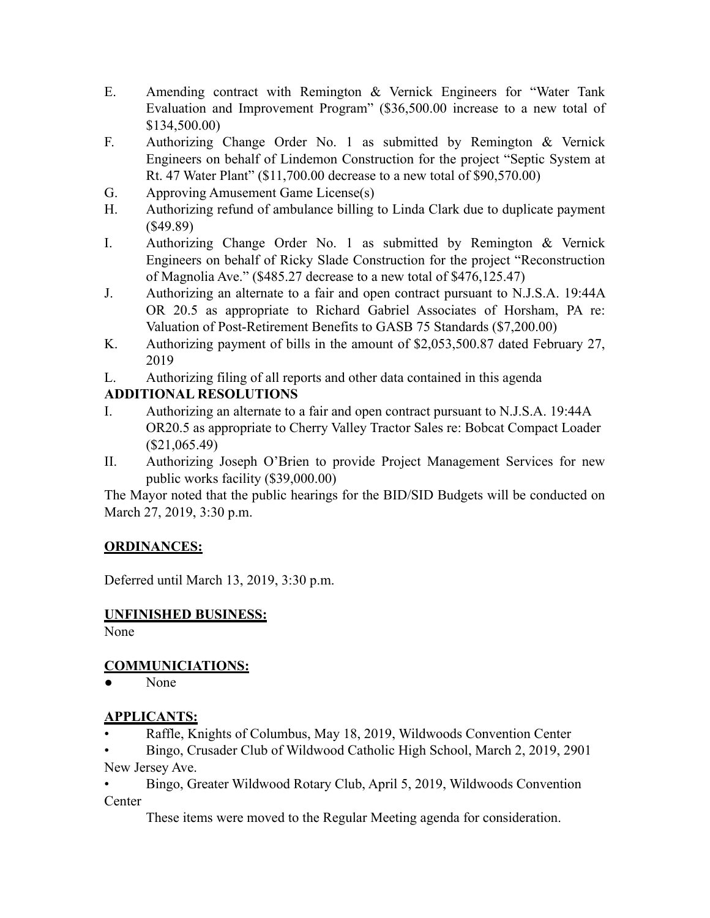E. Amending contract with Remington & Vernick Engineers for "Water Tank Evaluation and Improvement Program" ($36,500.00 increase to a new total of $134,500.00)

F. Authorizing Change Order No. 1 as submitted by Remington & Vernick Engineers on behalf of Lindemon Construction for the project "Septic System at Rt. 47 Water Plant" ($11,700.00 decrease to a new total of $90,570.00)

G. Approving Amusement Game License(s)

H. Authorizing refund of ambulance billing to Linda Clark due to duplicate payment ($49.89)

I. Authorizing Change Order No. 1 as submitted by Remington & Vernick Engineers on behalf of Ricky Slade Construction for the project "Reconstruction of Magnolia Ave." ($485.27 decrease to a new total of $476,125.47)

J. Authorizing an alternate to a fair and open contract pursuant to N.J.S.A. 19:44A OR 20.5 as appropriate to Richard Gabriel Associates of Horsham, PA re: Valuation of Post-Retirement Benefits to GASB 75 Standards ($7,200.00)

K. Authorizing payment of bills in the amount of $2,053,500.87 dated February 27, 2019

L. Authorizing filing of all reports and other data contained in this agenda

**ADDITIONAL RESOLUTIONS**

I. Authorizing an alternate to a fair and open contract pursuant to N.J.S.A. 19:44A OR20.5 as appropriate to Cherry Valley Tractor Sales re: Bobcat Compact Loader ($21,065.49)

II. Authorizing Joseph O'Brien to provide Project Management Services for new public works facility ($39,000.00)

The Mayor noted that the public hearings for the BID/SID Budgets will be conducted on March 27, 2019, 3:30 p.m.

## ORDINANCES:

Deferred until March 13, 2019, 3:30 p.m.

## UNFINISHED BUSINESS:

None

## COMMUNICIATIONS:

- None

## APPLICANTS:

- Raffle, Knights of Columbus, May 18, 2019, Wildwoods Convention Center
- Bingo, Crusader Club of Wildwood Catholic High School, March 2, 2019, 2901 New Jersey Ave.
- Bingo, Greater Wildwood Rotary Club, April 5, 2019, Wildwoods Convention Center

These items were moved to the Regular Meeting agenda for consideration.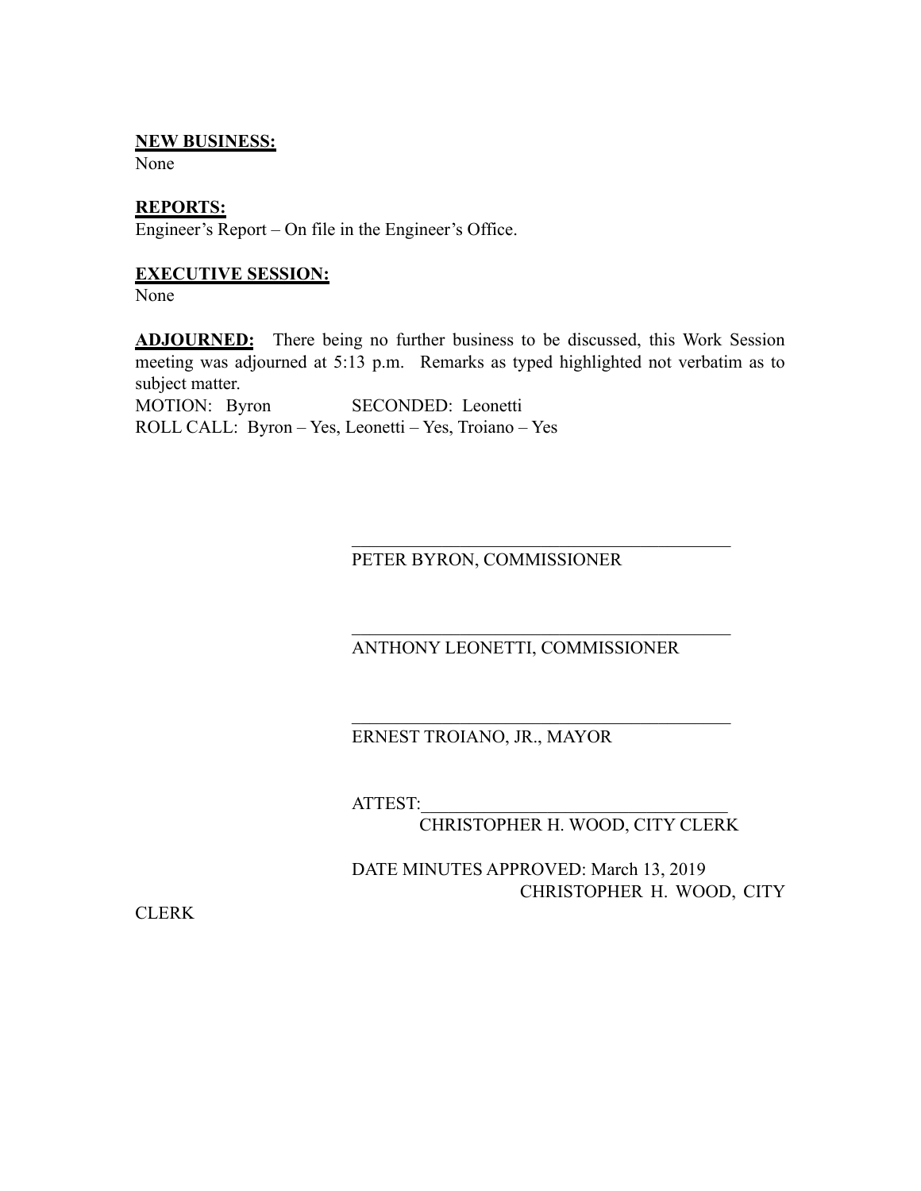**NEW BUSINESS:**
None

**REPORTS:**
Engineer's Report – On file in the Engineer's Office.

**EXECUTIVE SESSION:**
None

**ADJOURNED:** There being no further business to be discussed, this Work Session meeting was adjourned at 5:13 p.m. Remarks as typed highlighted not verbatim as to subject matter.
MOTION: Byron SECONDED: Leonetti
ROLL CALL: Byron – Yes, Leonetti – Yes, Troiano – Yes

\_\_\_\_\_\_\_\_\_\_\_\_\_\_\_\_\_\_\_\_\_\_\_\_\_\_\_\_\_\_\_\_\_\_\_\_\_\_\_\_
PETER BYRON, COMMISSIONER

\_\_\_\_\_\_\_\_\_\_\_\_\_\_\_\_\_\_\_\_\_\_\_\_\_\_\_\_\_\_\_\_\_\_\_\_\_\_\_\_
ANTHONY LEONETTI, COMMISSIONER

\_\_\_\_\_\_\_\_\_\_\_\_\_\_\_\_\_\_\_\_\_\_\_\_\_\_\_\_\_\_\_\_\_\_\_\_\_\_\_\_
ERNEST TROIANO, JR., MAYOR

ATTEST:\_\_\_\_\_\_\_\_\_\_\_\_\_\_\_\_\_\_\_\_\_\_\_\_\_\_\_\_\_\_\_\_\_\_\_\_
CHRISTOPHER H. WOOD, CITY CLERK

DATE MINUTES APPROVED: March 13, 2019
CHRISTOPHER H. WOOD, CITY CLERK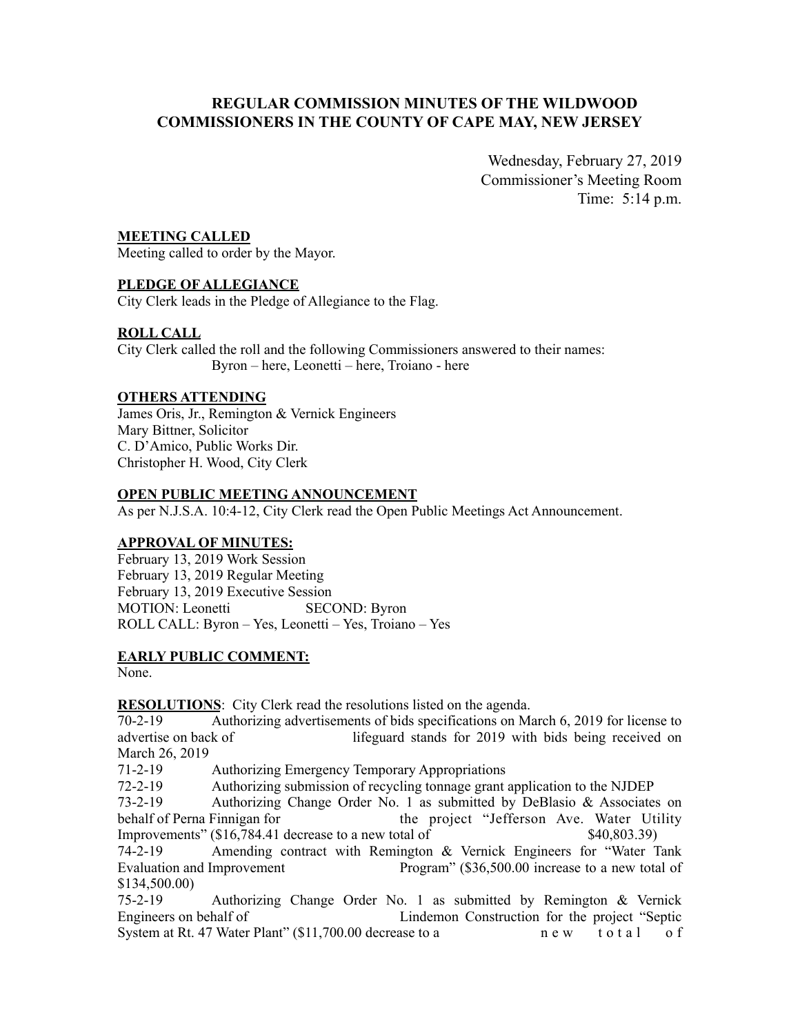# REGULAR COMMISSION MINUTES OF THE WILDWOOD COMMISSIONERS IN THE COUNTY OF CAPE MAY, NEW JERSEY

Wednesday, February 27, 2019
Commissioner's Meeting Room
Time: 5:14 p.m.

**MEETING CALLED**
Meeting called to order by the Mayor.

**PLEDGE OF ALLEGIANCE**
City Clerk leads in the Pledge of Allegiance to the Flag.

**ROLL CALL**
City Clerk called the roll and the following Commissioners answered to their names:
Byron – here, Leonetti – here, Troiano - here

**OTHERS ATTENDING**
James Oris, Jr., Remington & Vernick Engineers
Mary Bittner, Solicitor
C. D'Amico, Public Works Dir.
Christopher H. Wood, City Clerk

**OPEN PUBLIC MEETING ANNOUNCEMENT**
As per N.J.S.A. 10:4-12, City Clerk read the Open Public Meetings Act Announcement.

**APPROVAL OF MINUTES:**
February 13, 2019 Work Session
February 13, 2019 Regular Meeting
February 13, 2019 Executive Session
MOTION: Leonetti SECOND: Byron
ROLL CALL: Byron – Yes, Leonetti – Yes, Troiano – Yes

**EARLY PUBLIC COMMENT:**
None.

**RESOLUTIONS**: City Clerk read the resolutions listed on the agenda.

70-2-19 Authorizing advertisements of bids specifications on March 6, 2019 for license to advertise on back of lifeguard stands for 2019 with bids being received on March 26, 2019

71-2-19 Authorizing Emergency Temporary Appropriations

72-2-19 Authorizing submission of recycling tonnage grant application to the NJDEP

73-2-19 Authorizing Change Order No. 1 as submitted by DeBlasio & Associates on behalf of Perna Finnigan for the project "Jefferson Ave. Water Utility Improvements" ($16,784.41 decrease to a new total of $40,803.39)

74-2-19 Amending contract with Remington & Vernick Engineers for "Water Tank Evaluation and Improvement Program" ($36,500.00 increase to a new total of $134,500.00)

75-2-19 Authorizing Change Order No. 1 as submitted by Remington & Vernick Engineers on behalf of Lindemon Construction for the project "Septic System at Rt. 47 Water Plant" ($11,700.00 decrease to a new total of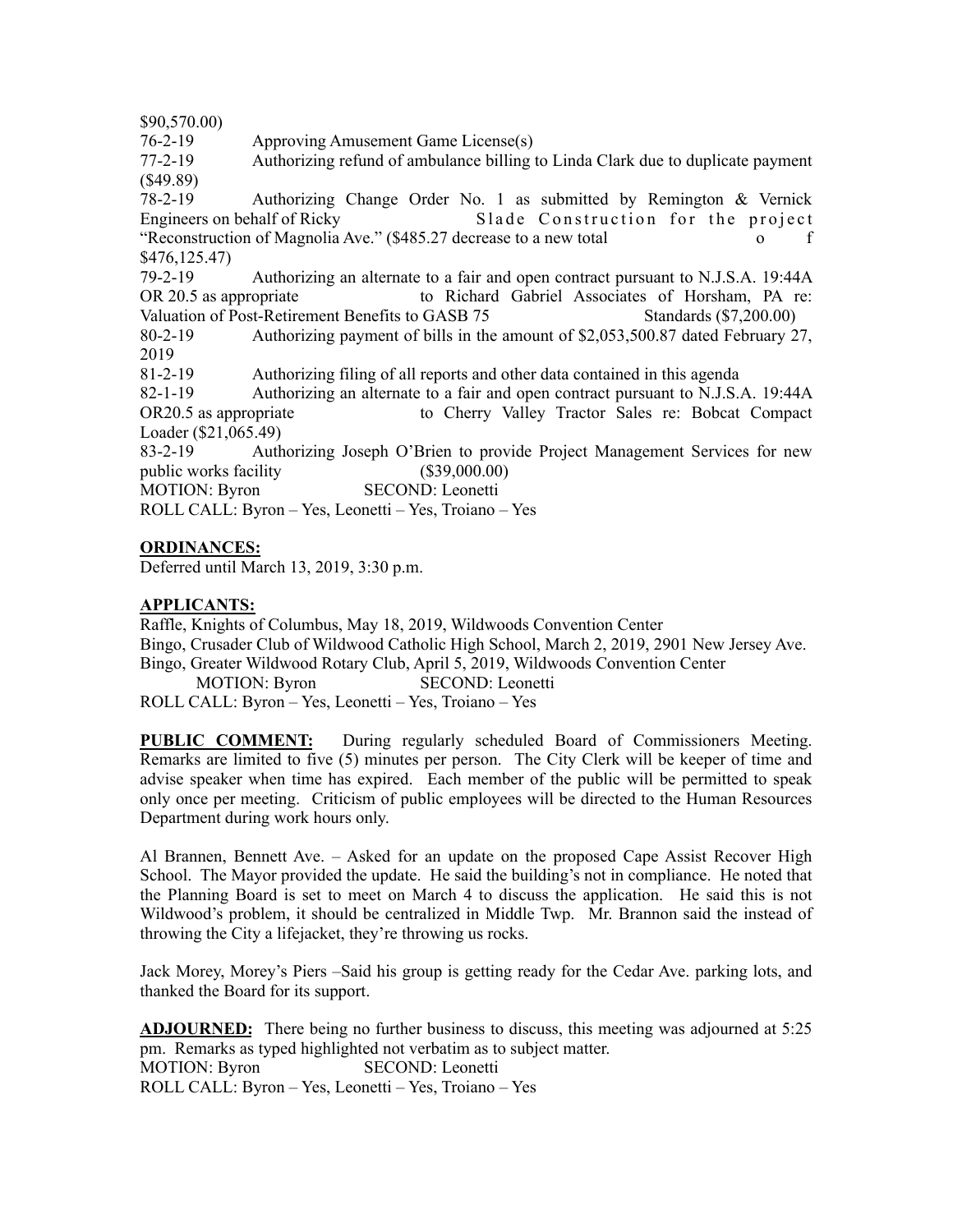$90,570.00)

76-2-19 Approving Amusement Game License(s)

77-2-19 Authorizing refund of ambulance billing to Linda Clark due to duplicate payment ($49.89)

78-2-19 Authorizing Change Order No. 1 as submitted by Remington & Vernick Engineers on behalf of Ricky Slade Construction for the project "Reconstruction of Magnolia Ave." ($485.27 decrease to a new total of $476,125.47)

79-2-19 Authorizing an alternate to a fair and open contract pursuant to N.J.S.A. 19:44A OR 20.5 as appropriate to Richard Gabriel Associates of Horsham, PA re: Valuation of Post-Retirement Benefits to GASB 75 Standards ($7,200.00)

80-2-19 Authorizing payment of bills in the amount of $2,053,500.87 dated February 27, 2019

81-2-19 Authorizing filing of all reports and other data contained in this agenda

82-1-19 Authorizing an alternate to a fair and open contract pursuant to N.J.S.A. 19:44A OR20.5 as appropriate to Cherry Valley Tractor Sales re: Bobcat Compact Loader ($21,065.49)

83-2-19 Authorizing Joseph O'Brien to provide Project Management Services for new public works facility ($39,000.00)

MOTION: Byron SECOND: Leonetti
ROLL CALL: Byron – Yes, Leonetti – Yes, Troiano – Yes

**ORDINANCES:**

Deferred until March 13, 2019, 3:30 p.m.

**APPLICANTS:**

Raffle, Knights of Columbus, May 18, 2019, Wildwoods Convention Center
Bingo, Crusader Club of Wildwood Catholic High School, March 2, 2019, 2901 New Jersey Ave.
Bingo, Greater Wildwood Rotary Club, April 5, 2019, Wildwoods Convention Center
MOTION: Byron SECOND: Leonetti
ROLL CALL: Byron – Yes, Leonetti – Yes, Troiano – Yes

**PUBLIC COMMENT:** During regularly scheduled Board of Commissioners Meeting. Remarks are limited to five (5) minutes per person. The City Clerk will be keeper of time and advise speaker when time has expired. Each member of the public will be permitted to speak only once per meeting. Criticism of public employees will be directed to the Human Resources Department during work hours only.

Al Brannen, Bennett Ave. – Asked for an update on the proposed Cape Assist Recover High School. The Mayor provided the update. He said the building's not in compliance. He noted that the Planning Board is set to meet on March 4 to discuss the application. He said this is not Wildwood's problem, it should be centralized in Middle Twp. Mr. Brannon said the instead of throwing the City a lifejacket, they're throwing us rocks.

Jack Morey, Morey's Piers –Said his group is getting ready for the Cedar Ave. parking lots, and thanked the Board for its support.

**ADJOURNED:** There being no further business to discuss, this meeting was adjourned at 5:25 pm. Remarks as typed highlighted not verbatim as to subject matter.
MOTION: Byron SECOND: Leonetti
ROLL CALL: Byron – Yes, Leonetti – Yes, Troiano – Yes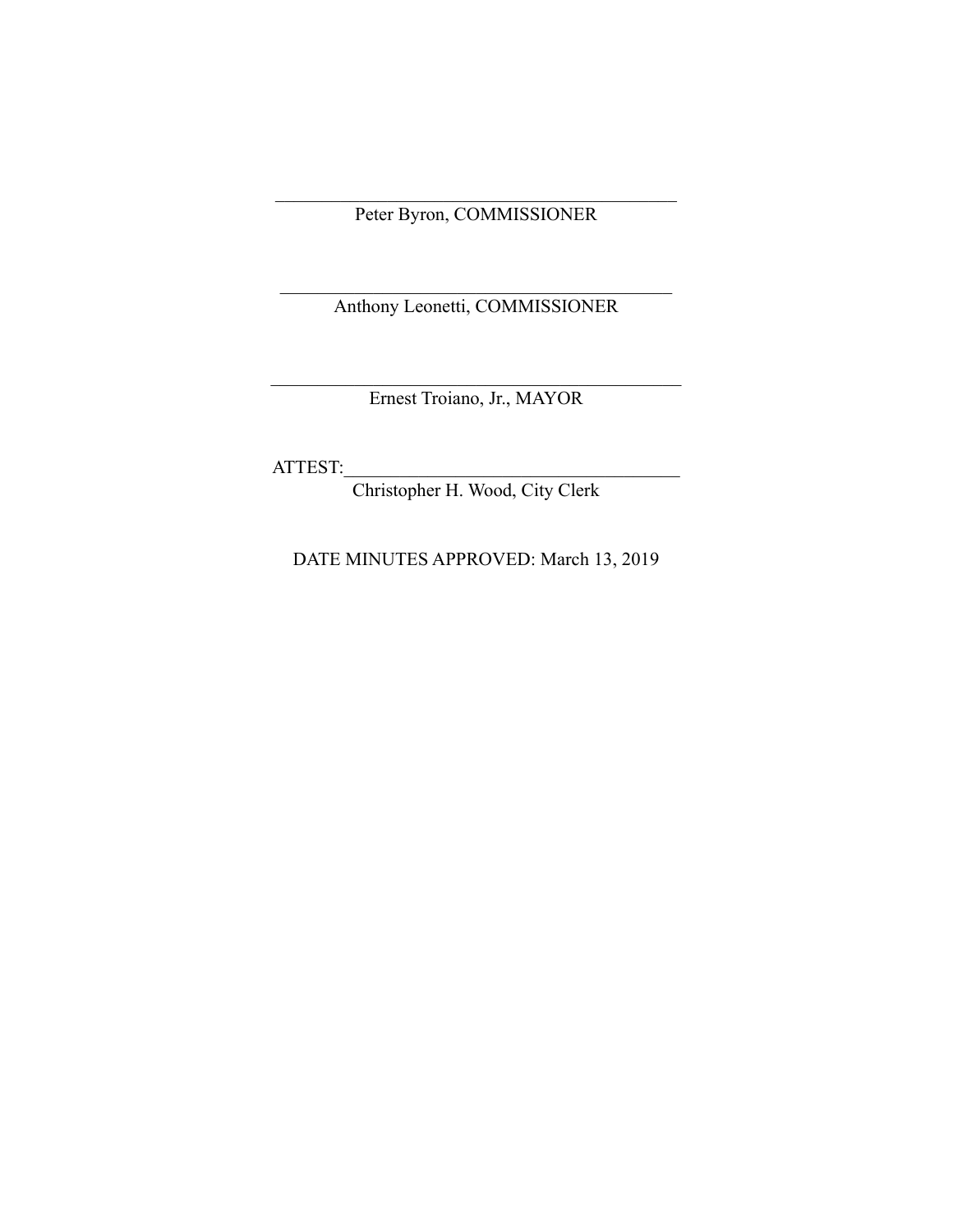\_\_\_\_\_\_\_\_\_\_\_\_\_\_\_\_\_\_\_\_\_\_\_\_\_\_\_\_\_\_\_\_\_\_\_\_\_\_\_\_

Peter Byron, COMMISSIONER

\_\_\_\_\_\_\_\_\_\_\_\_\_\_\_\_\_\_\_\_\_\_\_\_\_\_\_\_\_\_\_\_\_\_\_\_\_\_\_\_

Anthony Leonetti, COMMISSIONER

\_\_\_\_\_\_\_\_\_\_\_\_\_\_\_\_\_\_\_\_\_\_\_\_\_\_\_\_\_\_\_\_\_\_\_\_\_\_\_\_

Ernest Troiano, Jr., MAYOR

ATTEST:\_\_\_\_\_\_\_\_\_\_\_\_\_\_\_\_\_\_\_\_\_\_\_\_\_\_\_\_\_\_\_\_\_\_

Christopher H. Wood, City Clerk

DATE MINUTES APPROVED: March 13, 2019